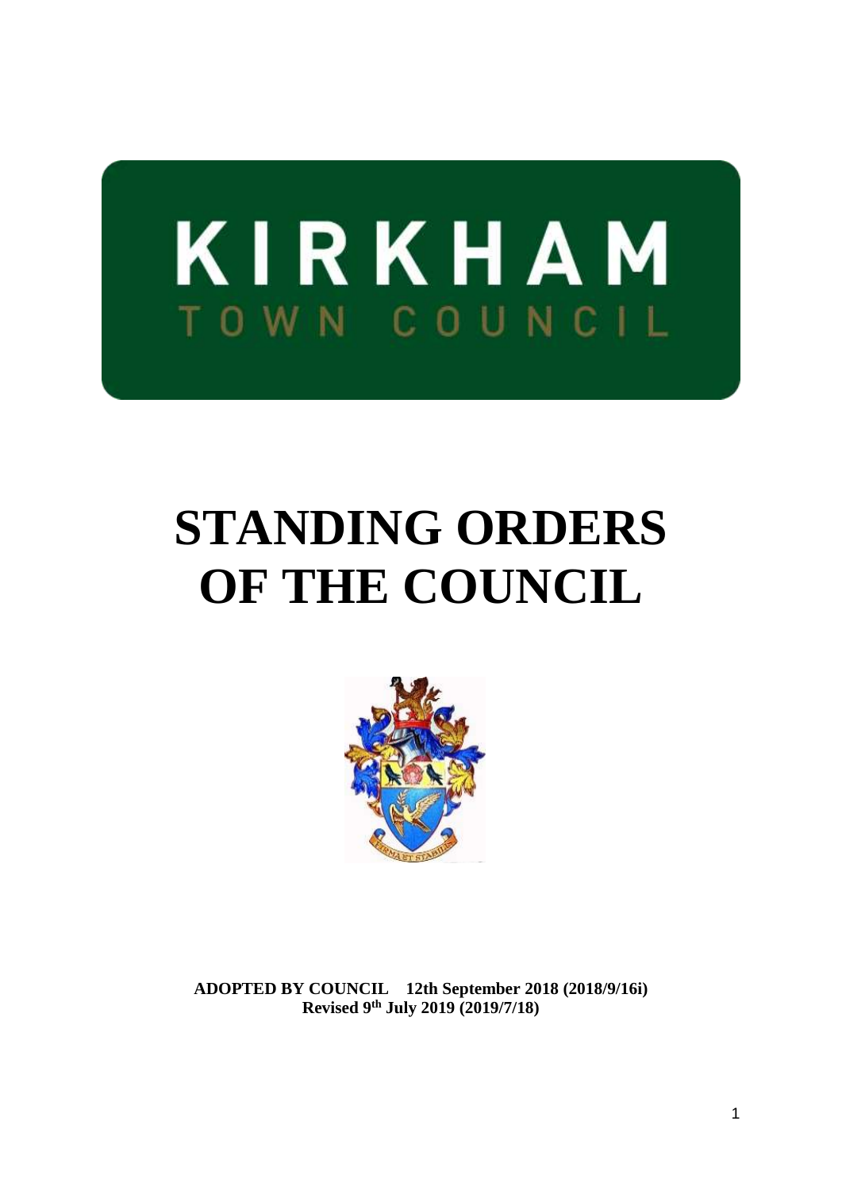KIRKHAM

TOWN COUNCIL

# STANDING ORDERS OF THE COUNCIL

**ADOPTED BY COUNCIL 12th September 2018 (2018/9/16i)**
**Revised 9th July 2019 (2019/7/18)**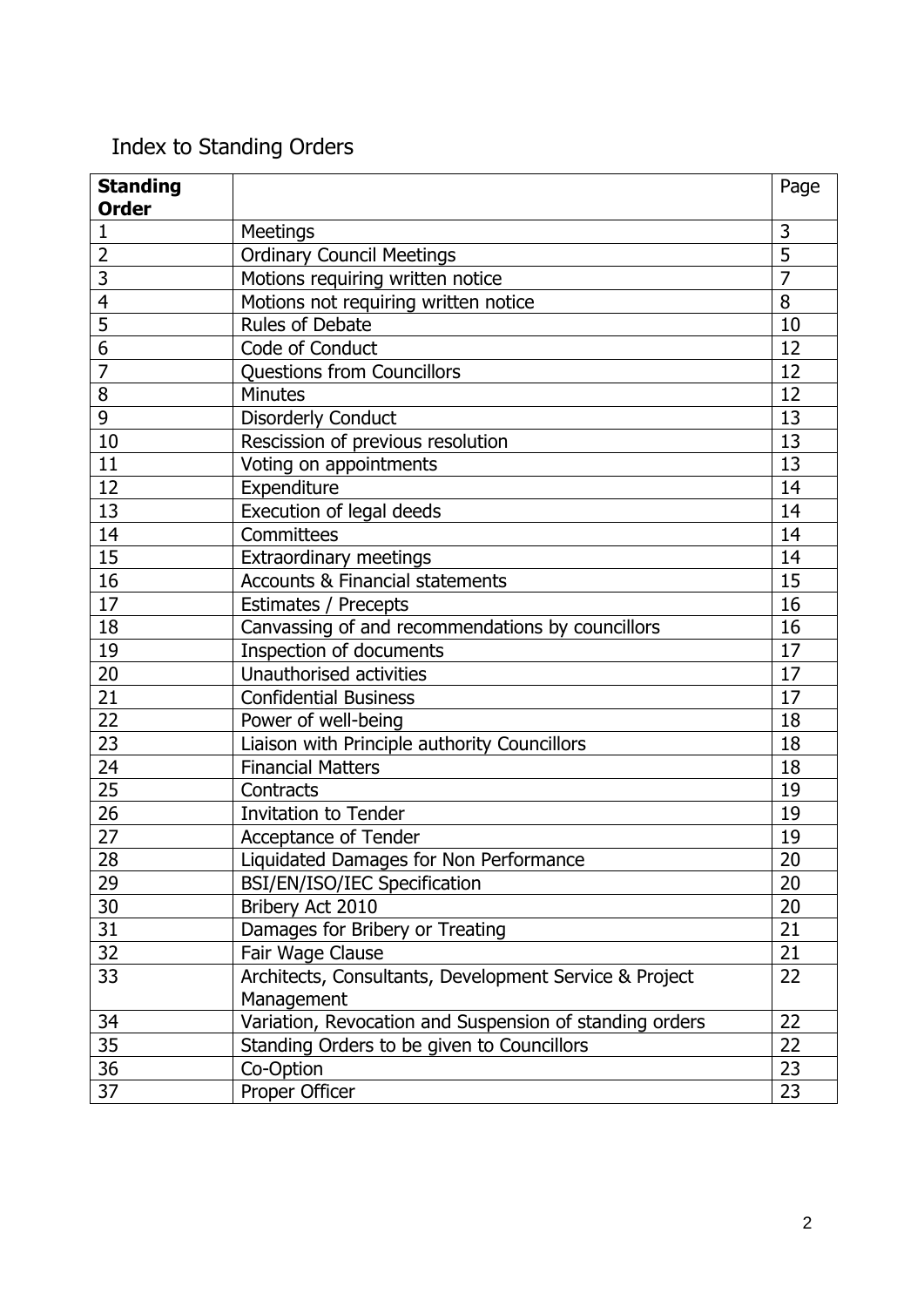## Index to Standing Orders

| **Standing Order** | | Page |
|---|---|---|
| 1 | Meetings | 3 |
| 2 | Ordinary Council Meetings | 5 |
| 3 | Motions requiring written notice | 7 |
| 4 | Motions not requiring written notice | 8 |
| 5 | Rules of Debate | 10 |
| 6 | Code of Conduct | 12 |
| 7 | Questions from Councillors | 12 |
| 8 | Minutes | 12 |
| 9 | Disorderly Conduct | 13 |
| 10 | Rescission of previous resolution | 13 |
| 11 | Voting on appointments | 13 |
| 12 | Expenditure | 14 |
| 13 | Execution of legal deeds | 14 |
| 14 | Committees | 14 |
| 15 | Extraordinary meetings | 14 |
| 16 | Accounts & Financial statements | 15 |
| 17 | Estimates / Precepts | 16 |
| 18 | Canvassing of and recommendations by councillors | 16 |
| 19 | Inspection of documents | 17 |
| 20 | Unauthorised activities | 17 |
| 21 | Confidential Business | 17 |
| 22 | Power of well-being | 18 |
| 23 | Liaison with Principle authority Councillors | 18 |
| 24 | Financial Matters | 18 |
| 25 | Contracts | 19 |
| 26 | Invitation to Tender | 19 |
| 27 | Acceptance of Tender | 19 |
| 28 | Liquidated Damages for Non Performance | 20 |
| 29 | BSI/EN/ISO/IEC Specification | 20 |
| 30 | Bribery Act 2010 | 20 |
| 31 | Damages for Bribery or Treating | 21 |
| 32 | Fair Wage Clause | 21 |
| 33 | Architects, Consultants, Development Service & Project Management | 22 |
| 34 | Variation, Revocation and Suspension of standing orders | 22 |
| 35 | Standing Orders to be given to Councillors | 22 |
| 36 | Co-Option | 23 |
| 37 | Proper Officer | 23 |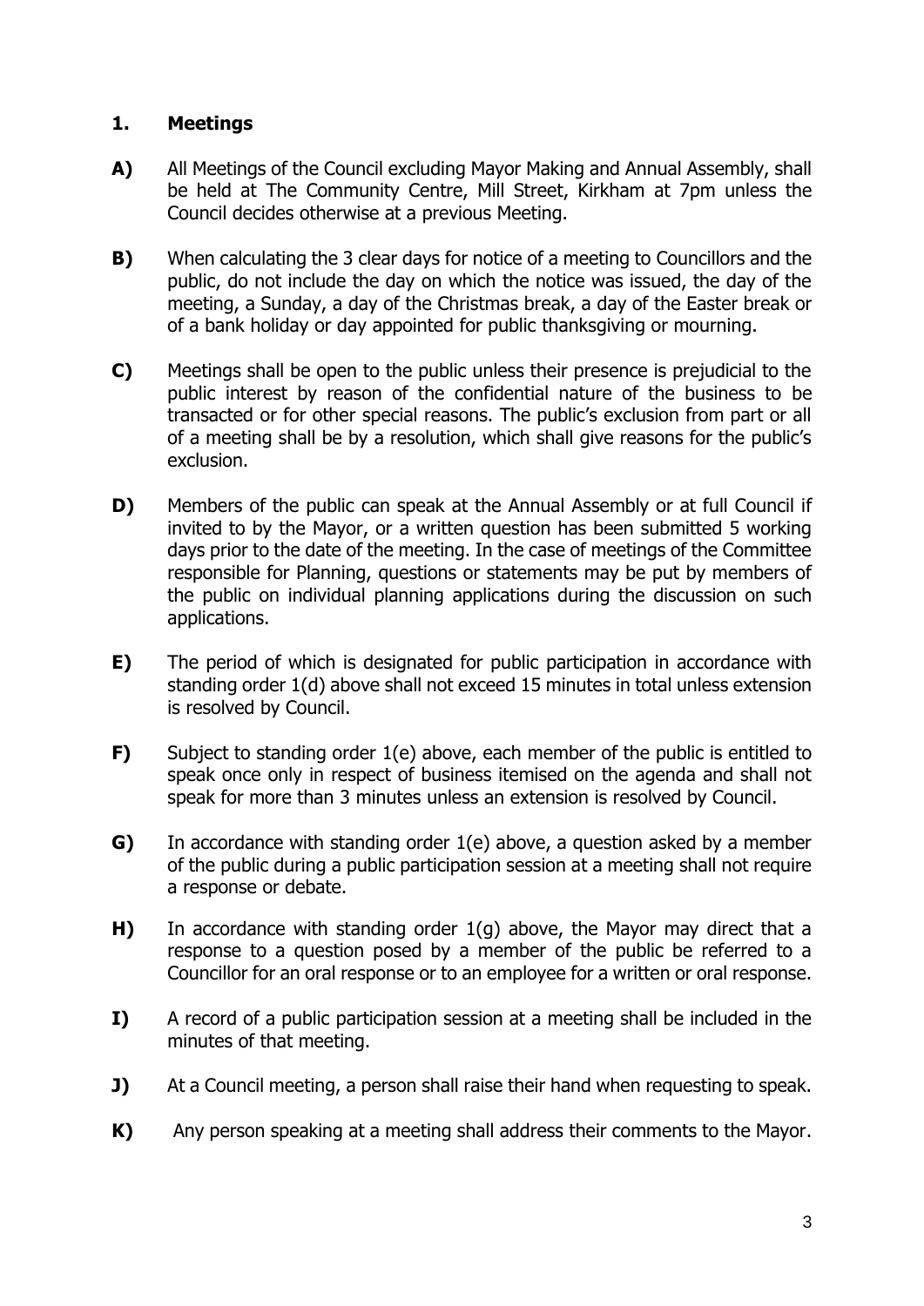## 1. Meetings

**A)** All Meetings of the Council excluding Mayor Making and Annual Assembly, shall be held at The Community Centre, Mill Street, Kirkham at 7pm unless the Council decides otherwise at a previous Meeting.

**B)** When calculating the 3 clear days for notice of a meeting to Councillors and the public, do not include the day on which the notice was issued, the day of the meeting, a Sunday, a day of the Christmas break, a day of the Easter break or of a bank holiday or day appointed for public thanksgiving or mourning.

**C)** Meetings shall be open to the public unless their presence is prejudicial to the public interest by reason of the confidential nature of the business to be transacted or for other special reasons. The public's exclusion from part or all of a meeting shall be by a resolution, which shall give reasons for the public's exclusion.

**D)** Members of the public can speak at the Annual Assembly or at full Council if invited to by the Mayor, or a written question has been submitted 5 working days prior to the date of the meeting. In the case of meetings of the Committee responsible for Planning, questions or statements may be put by members of the public on individual planning applications during the discussion on such applications.

**E)** The period of which is designated for public participation in accordance with standing order 1(d) above shall not exceed 15 minutes in total unless extension is resolved by Council.

**F)** Subject to standing order 1(e) above, each member of the public is entitled to speak once only in respect of business itemised on the agenda and shall not speak for more than 3 minutes unless an extension is resolved by Council.

**G)** In accordance with standing order 1(e) above, a question asked by a member of the public during a public participation session at a meeting shall not require a response or debate.

**H)** In accordance with standing order 1(g) above, the Mayor may direct that a response to a question posed by a member of the public be referred to a Councillor for an oral response or to an employee for a written or oral response.

**I)** A record of a public participation session at a meeting shall be included in the minutes of that meeting.

**J)** At a Council meeting, a person shall raise their hand when requesting to speak.

**K)** Any person speaking at a meeting shall address their comments to the Mayor.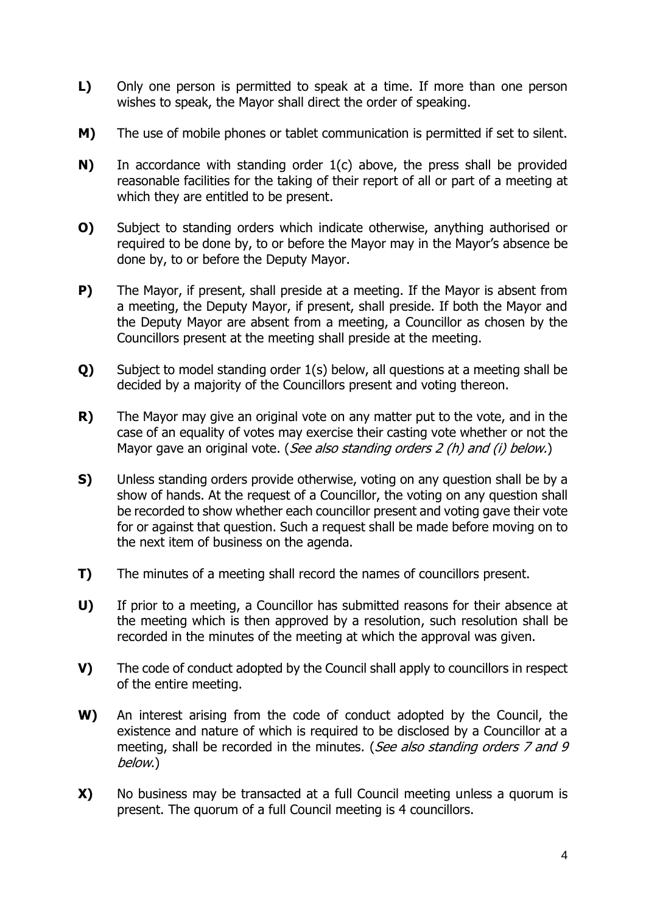**L)** Only one person is permitted to speak at a time. If more than one person wishes to speak, the Mayor shall direct the order of speaking.

**M)** The use of mobile phones or tablet communication is permitted if set to silent.

**N)** In accordance with standing order 1(c) above, the press shall be provided reasonable facilities for the taking of their report of all or part of a meeting at which they are entitled to be present.

**O)** Subject to standing orders which indicate otherwise, anything authorised or required to be done by, to or before the Mayor may in the Mayor's absence be done by, to or before the Deputy Mayor.

**P)** The Mayor, if present, shall preside at a meeting. If the Mayor is absent from a meeting, the Deputy Mayor, if present, shall preside. If both the Mayor and the Deputy Mayor are absent from a meeting, a Councillor as chosen by the Councillors present at the meeting shall preside at the meeting.

**Q)** Subject to model standing order 1(s) below, all questions at a meeting shall be decided by a majority of the Councillors present and voting thereon.

**R)** The Mayor may give an original vote on any matter put to the vote, and in the case of an equality of votes may exercise their casting vote whether or not the Mayor gave an original vote. (*See also standing orders 2 (h) and (i) below.*)

**S)** Unless standing orders provide otherwise, voting on any question shall be by a show of hands. At the request of a Councillor, the voting on any question shall be recorded to show whether each councillor present and voting gave their vote for or against that question. Such a request shall be made before moving on to the next item of business on the agenda.

**T)** The minutes of a meeting shall record the names of councillors present.

**U)** If prior to a meeting, a Councillor has submitted reasons for their absence at the meeting which is then approved by a resolution, such resolution shall be recorded in the minutes of the meeting at which the approval was given.

**V)** The code of conduct adopted by the Council shall apply to councillors in respect of the entire meeting.

**W)** An interest arising from the code of conduct adopted by the Council, the existence and nature of which is required to be disclosed by a Councillor at a meeting, shall be recorded in the minutes. (*See also standing orders 7 and 9 below.*)

**X)** No business may be transacted at a full Council meeting unless a quorum is present. The quorum of a full Council meeting is 4 councillors.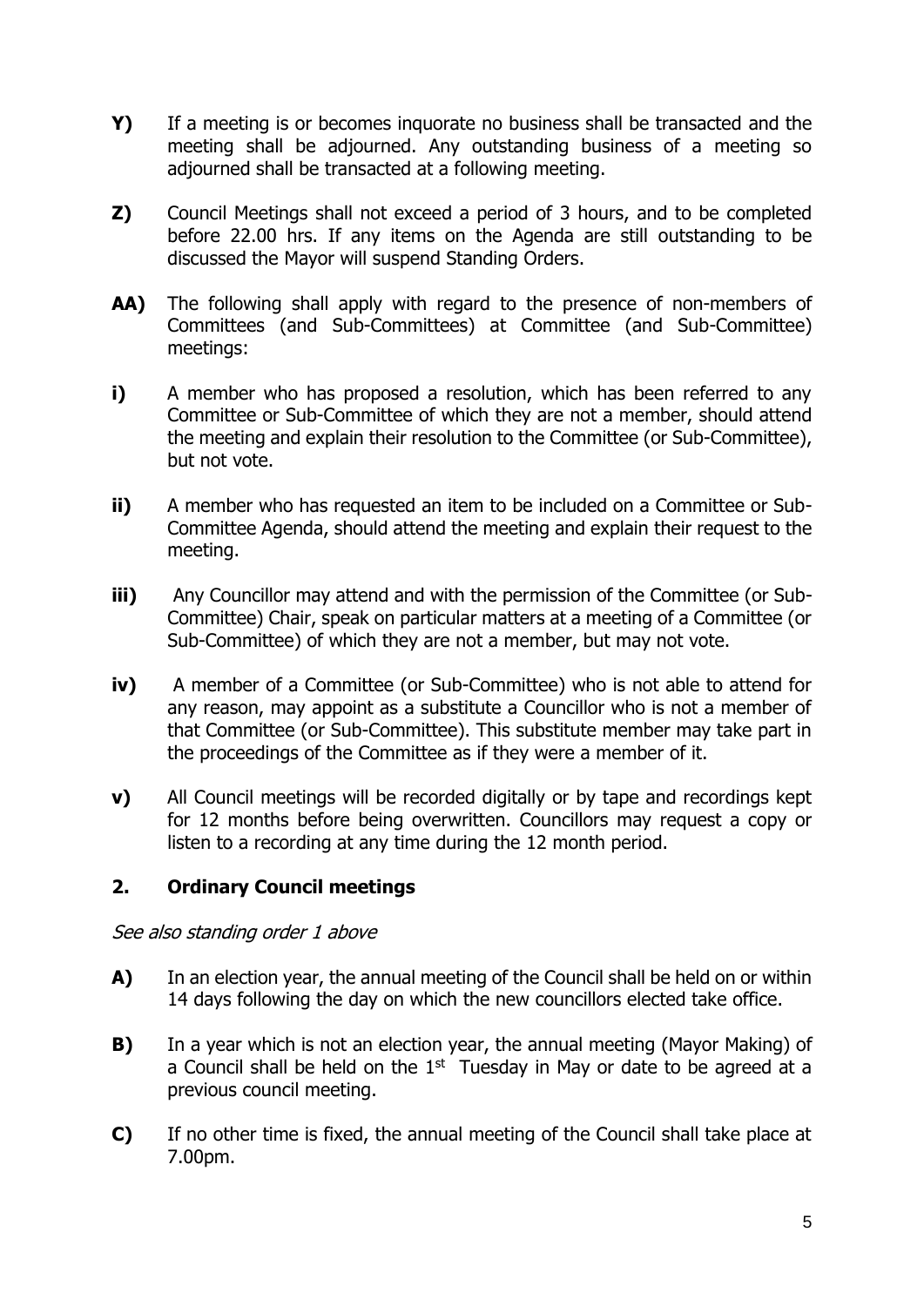**Y)** If a meeting is or becomes inquorate no business shall be transacted and the meeting shall be adjourned. Any outstanding business of a meeting so adjourned shall be transacted at a following meeting.

**Z)** Council Meetings shall not exceed a period of 3 hours, and to be completed before 22.00 hrs. If any items on the Agenda are still outstanding to be discussed the Mayor will suspend Standing Orders.

**AA)** The following shall apply with regard to the presence of non-members of Committees (and Sub-Committees) at Committee (and Sub-Committee) meetings:

**i)** A member who has proposed a resolution, which has been referred to any Committee or Sub-Committee of which they are not a member, should attend the meeting and explain their resolution to the Committee (or Sub-Committee), but not vote.

**ii)** A member who has requested an item to be included on a Committee or Sub-Committee Agenda, should attend the meeting and explain their request to the meeting.

**iii)** Any Councillor may attend and with the permission of the Committee (or Sub-Committee) Chair, speak on particular matters at a meeting of a Committee (or Sub-Committee) of which they are not a member, but may not vote.

**iv)** A member of a Committee (or Sub-Committee) who is not able to attend for any reason, may appoint as a substitute a Councillor who is not a member of that Committee (or Sub-Committee). This substitute member may take part in the proceedings of the Committee as if they were a member of it.

**v)** All Council meetings will be recorded digitally or by tape and recordings kept for 12 months before being overwritten. Councillors may request a copy or listen to a recording at any time during the 12 month period.

## 2. Ordinary Council meetings

*See also standing order 1 above*

**A)** In an election year, the annual meeting of the Council shall be held on or within 14 days following the day on which the new councillors elected take office.

**B)** In a year which is not an election year, the annual meeting (Mayor Making) of a Council shall be held on the 1st Tuesday in May or date to be agreed at a previous council meeting.

**C)** If no other time is fixed, the annual meeting of the Council shall take place at 7.00pm.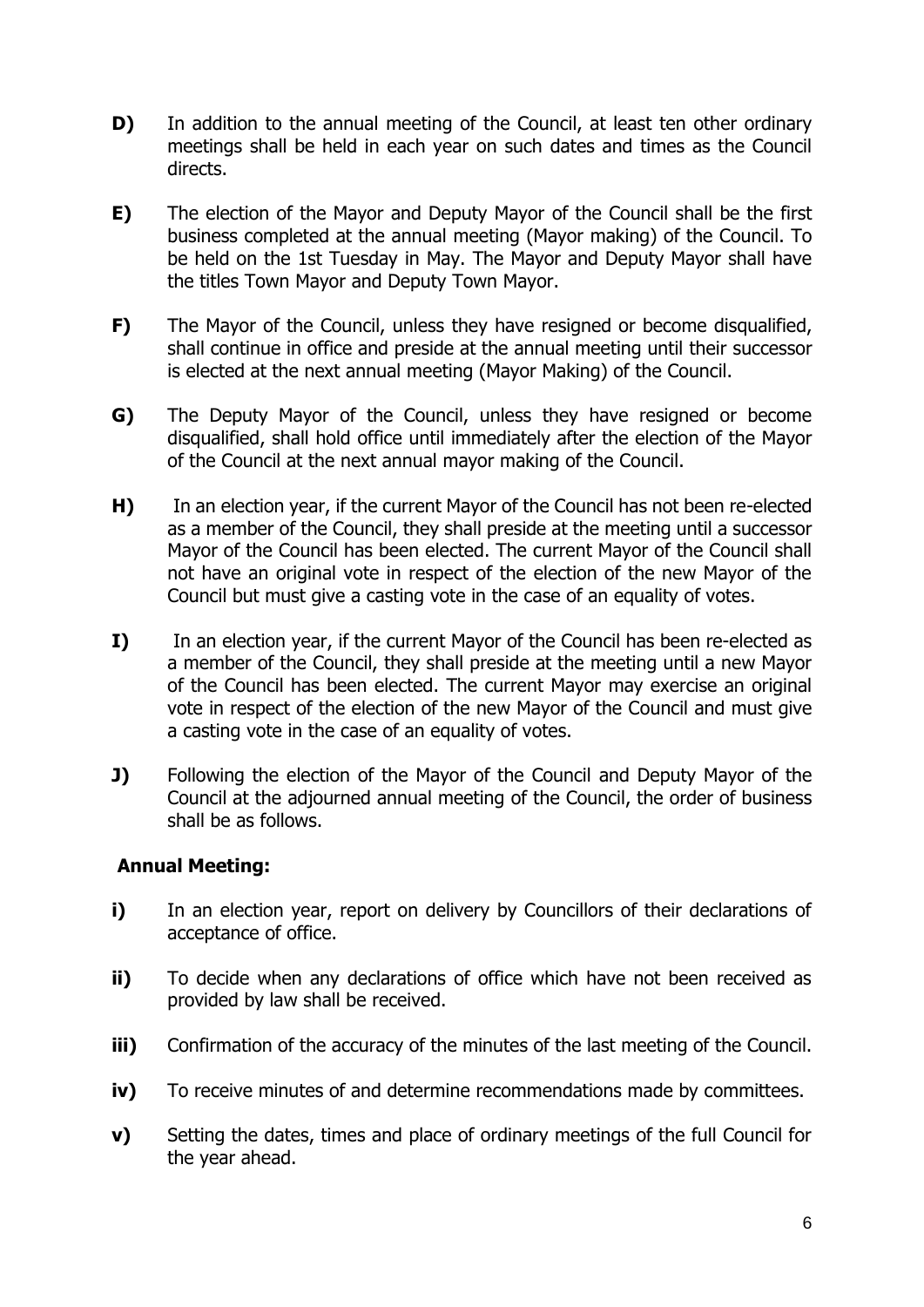**D)** In addition to the annual meeting of the Council, at least ten other ordinary meetings shall be held in each year on such dates and times as the Council directs.

**E)** The election of the Mayor and Deputy Mayor of the Council shall be the first business completed at the annual meeting (Mayor making) of the Council. To be held on the 1st Tuesday in May. The Mayor and Deputy Mayor shall have the titles Town Mayor and Deputy Town Mayor.

**F)** The Mayor of the Council, unless they have resigned or become disqualified, shall continue in office and preside at the annual meeting until their successor is elected at the next annual meeting (Mayor Making) of the Council.

**G)** The Deputy Mayor of the Council, unless they have resigned or become disqualified, shall hold office until immediately after the election of the Mayor of the Council at the next annual mayor making of the Council.

**H)** In an election year, if the current Mayor of the Council has not been re-elected as a member of the Council, they shall preside at the meeting until a successor Mayor of the Council has been elected. The current Mayor of the Council shall not have an original vote in respect of the election of the new Mayor of the Council but must give a casting vote in the case of an equality of votes.

**I)** In an election year, if the current Mayor of the Council has been re-elected as a member of the Council, they shall preside at the meeting until a new Mayor of the Council has been elected. The current Mayor may exercise an original vote in respect of the election of the new Mayor of the Council and must give a casting vote in the case of an equality of votes.

**J)** Following the election of the Mayor of the Council and Deputy Mayor of the Council at the adjourned annual meeting of the Council, the order of business shall be as follows.

**Annual Meeting:**

**i)** In an election year, report on delivery by Councillors of their declarations of acceptance of office.

**ii)** To decide when any declarations of office which have not been received as provided by law shall be received.

**iii)** Confirmation of the accuracy of the minutes of the last meeting of the Council.

**iv)** To receive minutes of and determine recommendations made by committees.

**v)** Setting the dates, times and place of ordinary meetings of the full Council for the year ahead.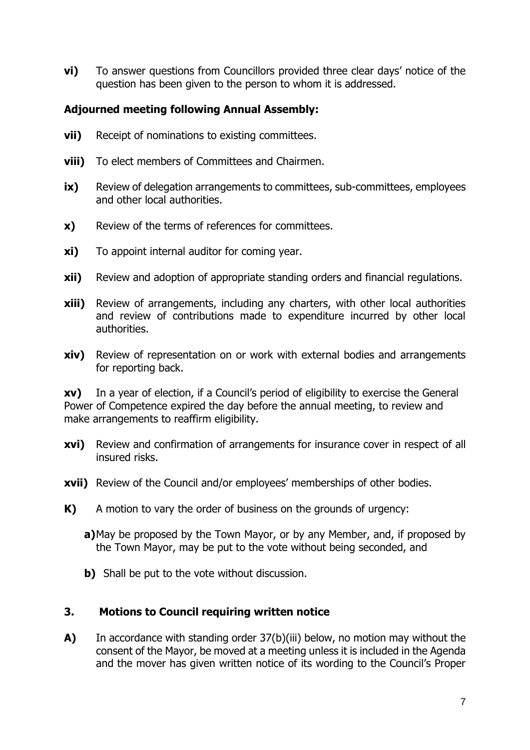**vi)** To answer questions from Councillors provided three clear days' notice of the question has been given to the person to whom it is addressed.

**Adjourned meeting following Annual Assembly:**

**vii)** Receipt of nominations to existing committees.

**viii)** To elect members of Committees and Chairmen.

**ix)** Review of delegation arrangements to committees, sub-committees, employees and other local authorities.

**x)** Review of the terms of references for committees.

**xi)** To appoint internal auditor for coming year.

**xii)** Review and adoption of appropriate standing orders and financial regulations.

**xiii)** Review of arrangements, including any charters, with other local authorities and review of contributions made to expenditure incurred by other local authorities.

**xiv)** Review of representation on or work with external bodies and arrangements for reporting back.

**xv)** In a year of election, if a Council's period of eligibility to exercise the General Power of Competence expired the day before the annual meeting, to review and make arrangements to reaffirm eligibility.

**xvi)** Review and confirmation of arrangements for insurance cover in respect of all insured risks.

**xvii)** Review of the Council and/or employees' memberships of other bodies.

**K)** A motion to vary the order of business on the grounds of urgency:

**a)** May be proposed by the Town Mayor, or by any Member, and, if proposed by the Town Mayor, may be put to the vote without being seconded, and

**b)** Shall be put to the vote without discussion.

### 3. Motions to Council requiring written notice

**A)** In accordance with standing order 37(b)(iii) below, no motion may without the consent of the Mayor, be moved at a meeting unless it is included in the Agenda and the mover has given written notice of its wording to the Council's Proper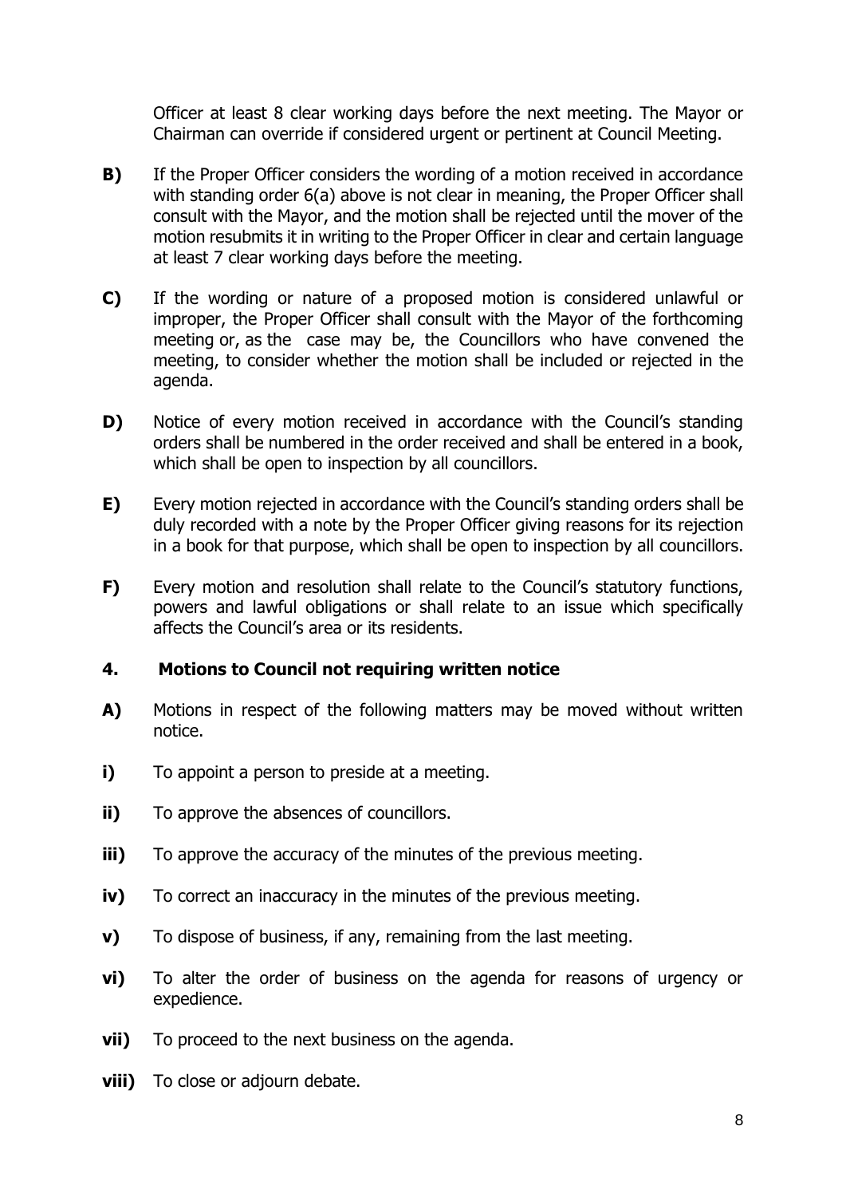Officer at least 8 clear working days before the next meeting. The Mayor or Chairman can override if considered urgent or pertinent at Council Meeting.

**B)** If the Proper Officer considers the wording of a motion received in accordance with standing order 6(a) above is not clear in meaning, the Proper Officer shall consult with the Mayor, and the motion shall be rejected until the mover of the motion resubmits it in writing to the Proper Officer in clear and certain language at least 7 clear working days before the meeting.

**C)** If the wording or nature of a proposed motion is considered unlawful or improper, the Proper Officer shall consult with the Mayor of the forthcoming meeting or, as the case may be, the Councillors who have convened the meeting, to consider whether the motion shall be included or rejected in the agenda.

**D)** Notice of every motion received in accordance with the Council's standing orders shall be numbered in the order received and shall be entered in a book, which shall be open to inspection by all councillors.

**E)** Every motion rejected in accordance with the Council's standing orders shall be duly recorded with a note by the Proper Officer giving reasons for its rejection in a book for that purpose, which shall be open to inspection by all councillors.

**F)** Every motion and resolution shall relate to the Council's statutory functions, powers and lawful obligations or shall relate to an issue which specifically affects the Council's area or its residents.

### 4. Motions to Council not requiring written notice

**A)** Motions in respect of the following matters may be moved without written notice.

**i)** To appoint a person to preside at a meeting.

**ii)** To approve the absences of councillors.

**iii)** To approve the accuracy of the minutes of the previous meeting.

**iv)** To correct an inaccuracy in the minutes of the previous meeting.

**v)** To dispose of business, if any, remaining from the last meeting.

**vi)** To alter the order of business on the agenda for reasons of urgency or expedience.

**vii)** To proceed to the next business on the agenda.

**viii)** To close or adjourn debate.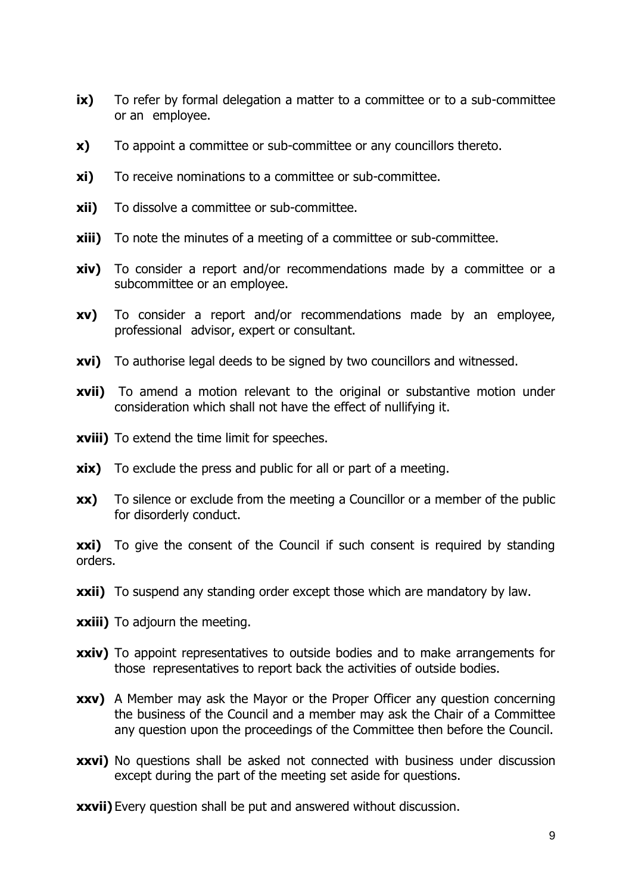**ix)** To refer by formal delegation a matter to a committee or to a sub-committee or an employee.

**x)** To appoint a committee or sub-committee or any councillors thereto.

**xi)** To receive nominations to a committee or sub-committee.

**xii)** To dissolve a committee or sub-committee.

**xiii)** To note the minutes of a meeting of a committee or sub-committee.

**xiv)** To consider a report and/or recommendations made by a committee or a subcommittee or an employee.

**xv)** To consider a report and/or recommendations made by an employee, professional advisor, expert or consultant.

**xvi)** To authorise legal deeds to be signed by two councillors and witnessed.

**xvii)** To amend a motion relevant to the original or substantive motion under consideration which shall not have the effect of nullifying it.

**xviii)** To extend the time limit for speeches.

**xix)** To exclude the press and public for all or part of a meeting.

**xx)** To silence or exclude from the meeting a Councillor or a member of the public for disorderly conduct.

**xxi)** To give the consent of the Council if such consent is required by standing orders.

**xxii)** To suspend any standing order except those which are mandatory by law.

**xxiii)** To adjourn the meeting.

**xxiv)** To appoint representatives to outside bodies and to make arrangements for those representatives to report back the activities of outside bodies.

**xxv)** A Member may ask the Mayor or the Proper Officer any question concerning the business of the Council and a member may ask the Chair of a Committee any question upon the proceedings of the Committee then before the Council.

**xxvi)** No questions shall be asked not connected with business under discussion except during the part of the meeting set aside for questions.

**xxvii)** Every question shall be put and answered without discussion.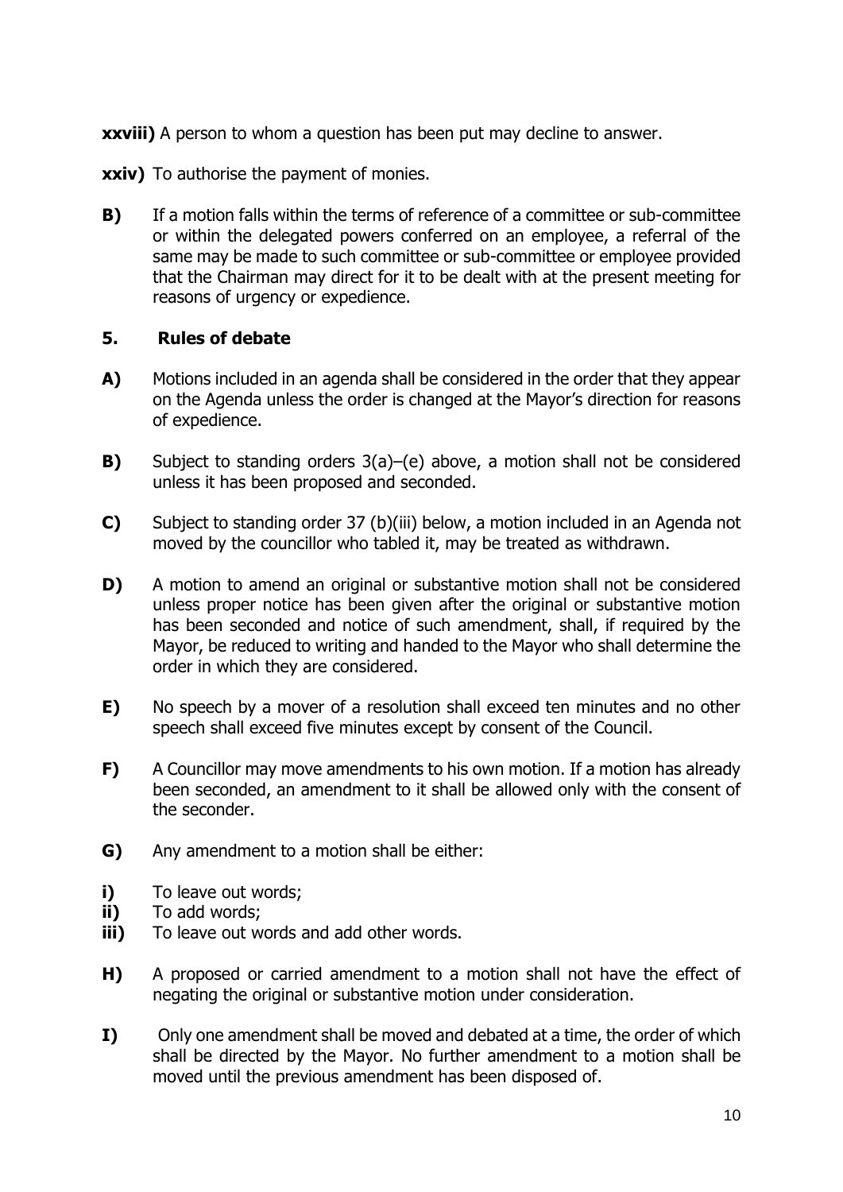**xxviii)** A person to whom a question has been put may decline to answer.

**xxiv)** To authorise the payment of monies.

**B)** If a motion falls within the terms of reference of a committee or sub-committee or within the delegated powers conferred on an employee, a referral of the same may be made to such committee or sub-committee or employee provided that the Chairman may direct for it to be dealt with at the present meeting for reasons of urgency or expedience.

## 5. Rules of debate

**A)** Motions included in an agenda shall be considered in the order that they appear on the Agenda unless the order is changed at the Mayor's direction for reasons of expedience.

**B)** Subject to standing orders 3(a)–(e) above, a motion shall not be considered unless it has been proposed and seconded.

**C)** Subject to standing order 37 (b)(iii) below, a motion included in an Agenda not moved by the councillor who tabled it, may be treated as withdrawn.

**D)** A motion to amend an original or substantive motion shall not be considered unless proper notice has been given after the original or substantive motion has been seconded and notice of such amendment, shall, if required by the Mayor, be reduced to writing and handed to the Mayor who shall determine the order in which they are considered.

**E)** No speech by a mover of a resolution shall exceed ten minutes and no other speech shall exceed five minutes except by consent of the Council.

**F)** A Councillor may move amendments to his own motion. If a motion has already been seconded, an amendment to it shall be allowed only with the consent of the seconder.

**G)** Any amendment to a motion shall be either:

**i)** To leave out words;
**ii)** To add words;
**iii)** To leave out words and add other words.

**H)** A proposed or carried amendment to a motion shall not have the effect of negating the original or substantive motion under consideration.

**I)** Only one amendment shall be moved and debated at a time, the order of which shall be directed by the Mayor. No further amendment to a motion shall be moved until the previous amendment has been disposed of.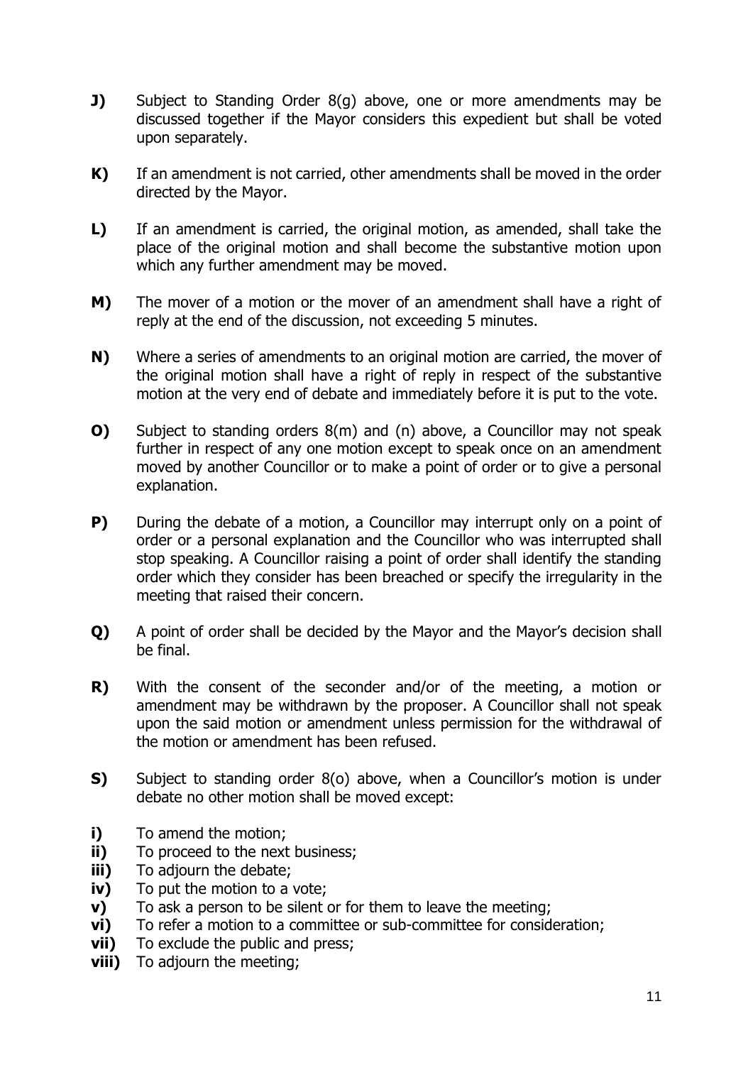**J)** Subject to Standing Order 8(g) above, one or more amendments may be discussed together if the Mayor considers this expedient but shall be voted upon separately.

**K)** If an amendment is not carried, other amendments shall be moved in the order directed by the Mayor.

**L)** If an amendment is carried, the original motion, as amended, shall take the place of the original motion and shall become the substantive motion upon which any further amendment may be moved.

**M)** The mover of a motion or the mover of an amendment shall have a right of reply at the end of the discussion, not exceeding 5 minutes.

**N)** Where a series of amendments to an original motion are carried, the mover of the original motion shall have a right of reply in respect of the substantive motion at the very end of debate and immediately before it is put to the vote.

**O)** Subject to standing orders 8(m) and (n) above, a Councillor may not speak further in respect of any one motion except to speak once on an amendment moved by another Councillor or to make a point of order or to give a personal explanation.

**P)** During the debate of a motion, a Councillor may interrupt only on a point of order or a personal explanation and the Councillor who was interrupted shall stop speaking. A Councillor raising a point of order shall identify the standing order which they consider has been breached or specify the irregularity in the meeting that raised their concern.

**Q)** A point of order shall be decided by the Mayor and the Mayor's decision shall be final.

**R)** With the consent of the seconder and/or of the meeting, a motion or amendment may be withdrawn by the proposer. A Councillor shall not speak upon the said motion or amendment unless permission for the withdrawal of the motion or amendment has been refused.

**S)** Subject to standing order 8(o) above, when a Councillor's motion is under debate no other motion shall be moved except:

**i)** To amend the motion;
**ii)** To proceed to the next business;
**iii)** To adjourn the debate;
**iv)** To put the motion to a vote;
**v)** To ask a person to be silent or for them to leave the meeting;
**vi)** To refer a motion to a committee or sub-committee for consideration;
**vii)** To exclude the public and press;
**viii)** To adjourn the meeting;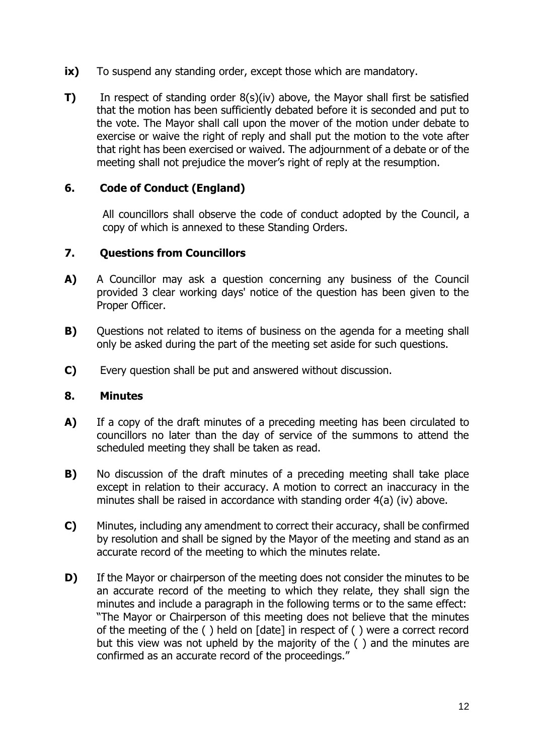**ix)** To suspend any standing order, except those which are mandatory.

**T)** In respect of standing order 8(s)(iv) above, the Mayor shall first be satisfied that the motion has been sufficiently debated before it is seconded and put to the vote. The Mayor shall call upon the mover of the motion under debate to exercise or waive the right of reply and shall put the motion to the vote after that right has been exercised or waived. The adjournment of a debate or of the meeting shall not prejudice the mover's right of reply at the resumption.

## 6. Code of Conduct (England)

All councillors shall observe the code of conduct adopted by the Council, a copy of which is annexed to these Standing Orders.

## 7. Questions from Councillors

**A)** A Councillor may ask a question concerning any business of the Council provided 3 clear working days' notice of the question has been given to the Proper Officer.

**B)** Questions not related to items of business on the agenda for a meeting shall only be asked during the part of the meeting set aside for such questions.

**C)** Every question shall be put and answered without discussion.

## 8. Minutes

**A)** If a copy of the draft minutes of a preceding meeting has been circulated to councillors no later than the day of service of the summons to attend the scheduled meeting they shall be taken as read.

**B)** No discussion of the draft minutes of a preceding meeting shall take place except in relation to their accuracy. A motion to correct an inaccuracy in the minutes shall be raised in accordance with standing order 4(a) (iv) above.

**C)** Minutes, including any amendment to correct their accuracy, shall be confirmed by resolution and shall be signed by the Mayor of the meeting and stand as an accurate record of the meeting to which the minutes relate.

**D)** If the Mayor or chairperson of the meeting does not consider the minutes to be an accurate record of the meeting to which they relate, they shall sign the minutes and include a paragraph in the following terms or to the same effect: "The Mayor or Chairperson of this meeting does not believe that the minutes of the meeting of the ( ) held on [date] in respect of ( ) were a correct record but this view was not upheld by the majority of the ( ) and the minutes are confirmed as an accurate record of the proceedings."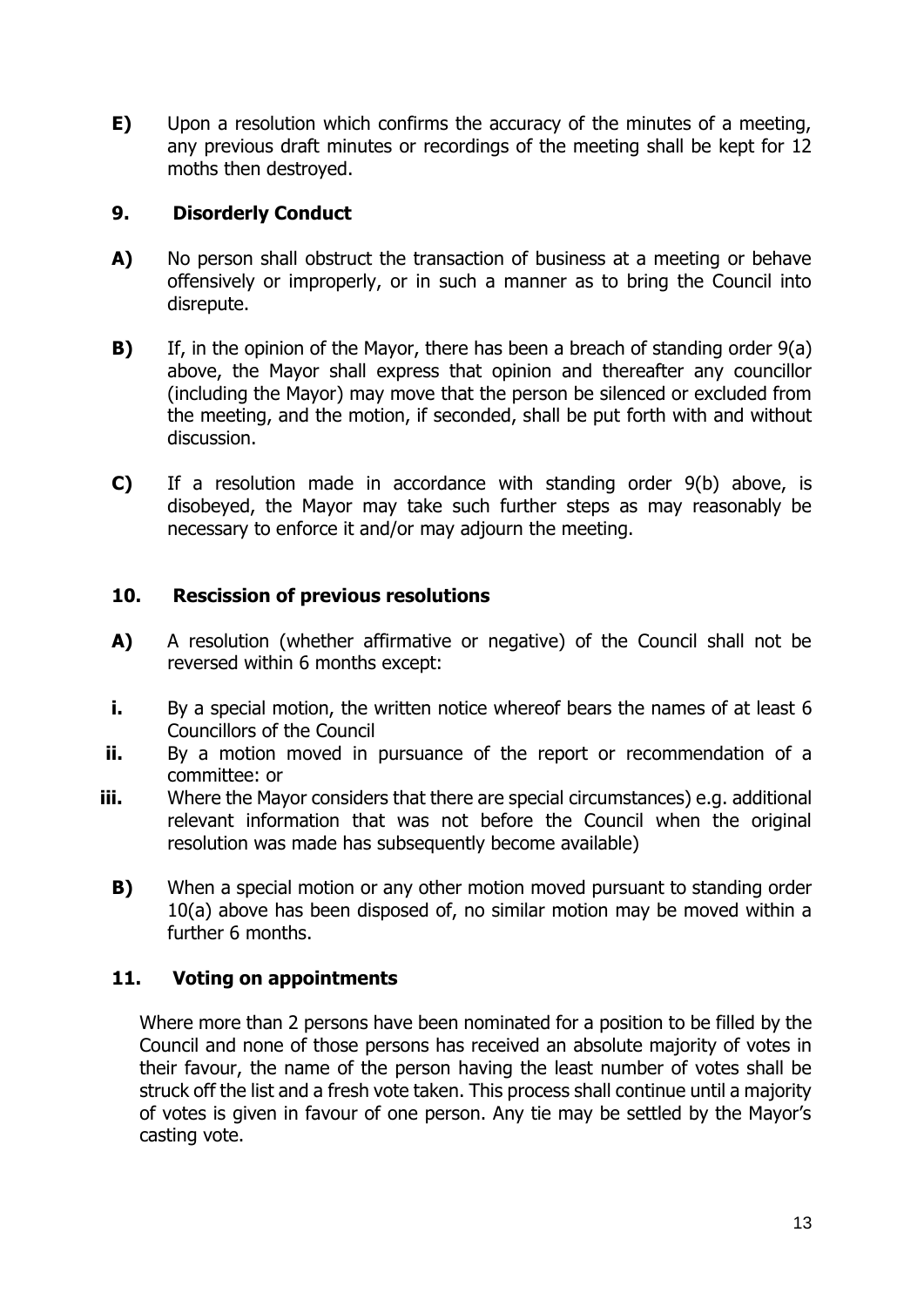**E)** Upon a resolution which confirms the accuracy of the minutes of a meeting, any previous draft minutes or recordings of the meeting shall be kept for 12 moths then destroyed.

## 9. Disorderly Conduct

**A)** No person shall obstruct the transaction of business at a meeting or behave offensively or improperly, or in such a manner as to bring the Council into disrepute.

**B)** If, in the opinion of the Mayor, there has been a breach of standing order 9(a) above, the Mayor shall express that opinion and thereafter any councillor (including the Mayor) may move that the person be silenced or excluded from the meeting, and the motion, if seconded, shall be put forth with and without discussion.

**C)** If a resolution made in accordance with standing order 9(b) above, is disobeyed, the Mayor may take such further steps as may reasonably be necessary to enforce it and/or may adjourn the meeting.

## 10. Rescission of previous resolutions

**A)** A resolution (whether affirmative or negative) of the Council shall not be reversed within 6 months except:

**i.** By a special motion, the written notice whereof bears the names of at least 6 Councillors of the Council

**ii.** By a motion moved in pursuance of the report or recommendation of a committee: or

**iii.** Where the Mayor considers that there are special circumstances) e.g. additional relevant information that was not before the Council when the original resolution was made has subsequently become available)

**B)** When a special motion or any other motion moved pursuant to standing order 10(a) above has been disposed of, no similar motion may be moved within a further 6 months.

## 11. Voting on appointments

Where more than 2 persons have been nominated for a position to be filled by the Council and none of those persons has received an absolute majority of votes in their favour, the name of the person having the least number of votes shall be struck off the list and a fresh vote taken. This process shall continue until a majority of votes is given in favour of one person. Any tie may be settled by the Mayor's casting vote.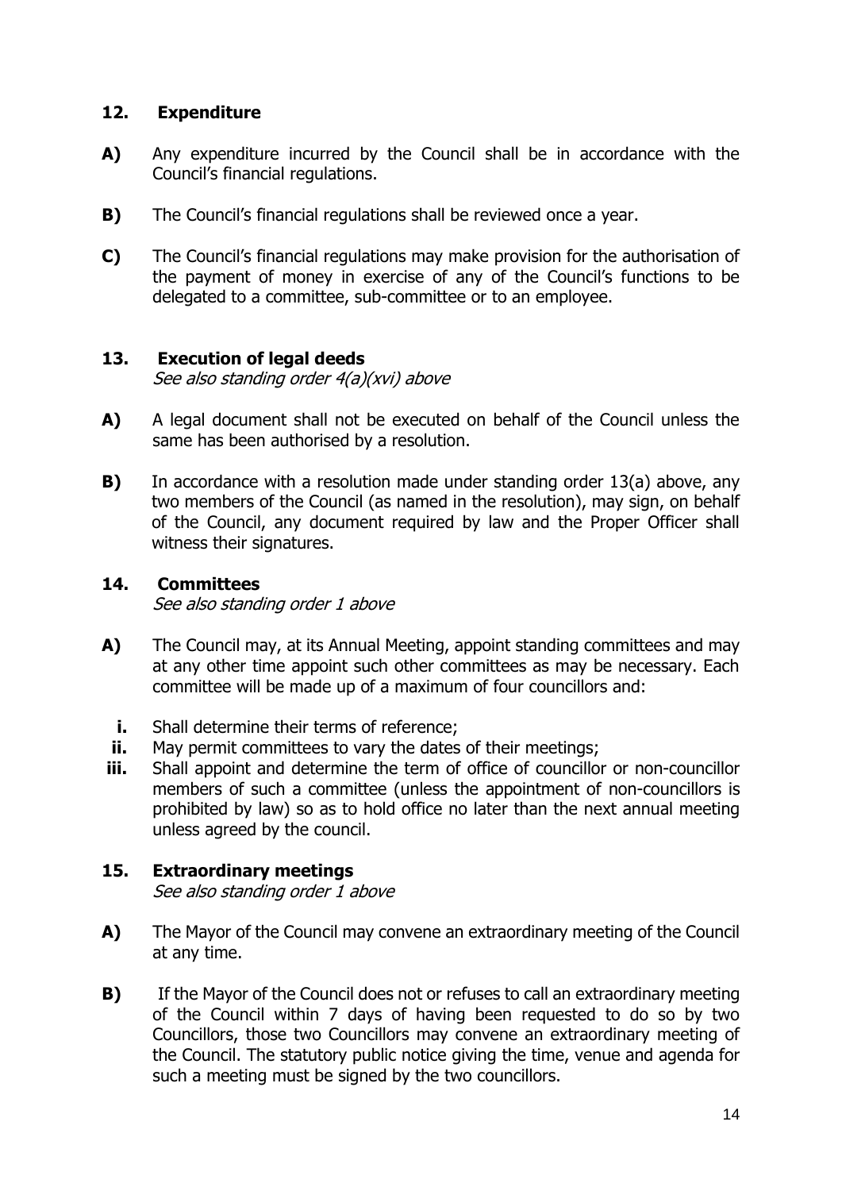## 12. Expenditure

**A)** Any expenditure incurred by the Council shall be in accordance with the Council's financial regulations.

**B)** The Council's financial regulations shall be reviewed once a year.

**C)** The Council's financial regulations may make provision for the authorisation of the payment of money in exercise of any of the Council's functions to be delegated to a committee, sub-committee or to an employee.

## 13. Execution of legal deeds

*See also standing order 4(a)(xvi) above*

**A)** A legal document shall not be executed on behalf of the Council unless the same has been authorised by a resolution.

**B)** In accordance with a resolution made under standing order 13(a) above, any two members of the Council (as named in the resolution), may sign, on behalf of the Council, any document required by law and the Proper Officer shall witness their signatures.

## 14. Committees

*See also standing order 1 above*

**A)** The Council may, at its Annual Meeting, appoint standing committees and may at any other time appoint such other committees as may be necessary. Each committee will be made up of a maximum of four councillors and:

- **i.** Shall determine their terms of reference;
- **ii.** May permit committees to vary the dates of their meetings;
- **iii.** Shall appoint and determine the term of office of councillor or non-councillor members of such a committee (unless the appointment of non-councillors is prohibited by law) so as to hold office no later than the next annual meeting unless agreed by the council.

## 15. Extraordinary meetings

*See also standing order 1 above*

**A)** The Mayor of the Council may convene an extraordinary meeting of the Council at any time.

**B)** If the Mayor of the Council does not or refuses to call an extraordinary meeting of the Council within 7 days of having been requested to do so by two Councillors, those two Councillors may convene an extraordinary meeting of the Council. The statutory public notice giving the time, venue and agenda for such a meeting must be signed by the two councillors.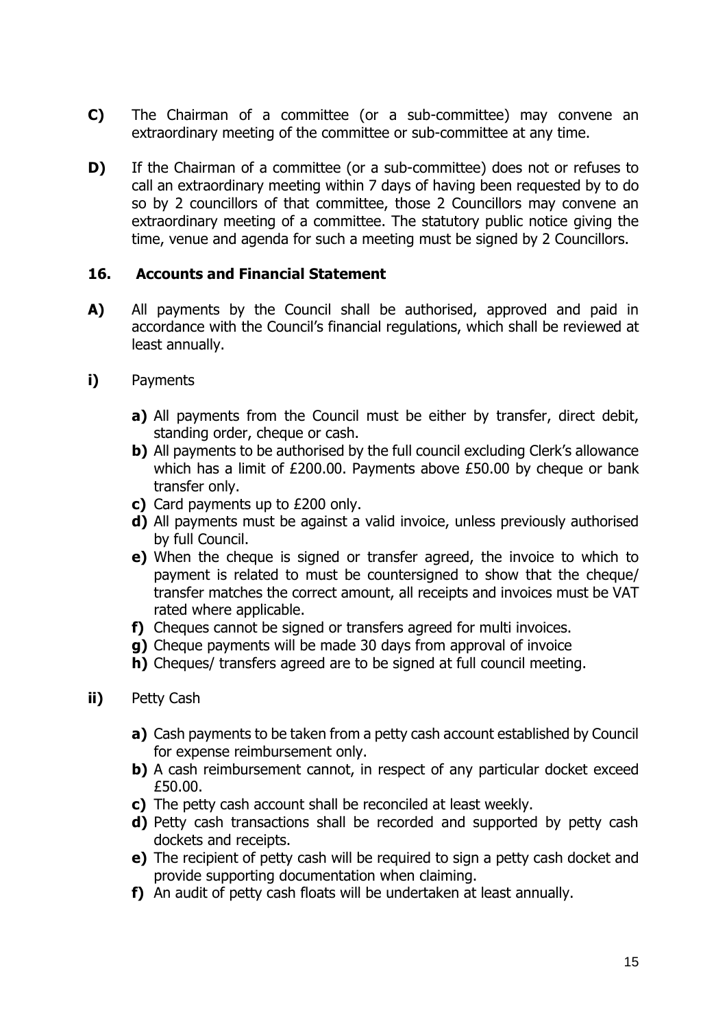**C)** The Chairman of a committee (or a sub-committee) may convene an extraordinary meeting of the committee or sub-committee at any time.

**D)** If the Chairman of a committee (or a sub-committee) does not or refuses to call an extraordinary meeting within 7 days of having been requested by to do so by 2 councillors of that committee, those 2 Councillors may convene an extraordinary meeting of a committee. The statutory public notice giving the time, venue and agenda for such a meeting must be signed by 2 Councillors.

## 16. Accounts and Financial Statement

**A)** All payments by the Council shall be authorised, approved and paid in accordance with the Council's financial regulations, which shall be reviewed at least annually.

**i)** Payments

- **a)** All payments from the Council must be either by transfer, direct debit, standing order, cheque or cash.
- **b)** All payments to be authorised by the full council excluding Clerk's allowance which has a limit of £200.00. Payments above £50.00 by cheque or bank transfer only.
- **c)** Card payments up to £200 only.
- **d)** All payments must be against a valid invoice, unless previously authorised by full Council.
- **e)** When the cheque is signed or transfer agreed, the invoice to which to payment is related to must be countersigned to show that the cheque/ transfer matches the correct amount, all receipts and invoices must be VAT rated where applicable.
- **f)** Cheques cannot be signed or transfers agreed for multi invoices.
- **g)** Cheque payments will be made 30 days from approval of invoice
- **h)** Cheques/ transfers agreed are to be signed at full council meeting.

**ii)** Petty Cash

- **a)** Cash payments to be taken from a petty cash account established by Council for expense reimbursement only.
- **b)** A cash reimbursement cannot, in respect of any particular docket exceed £50.00.
- **c)** The petty cash account shall be reconciled at least weekly.
- **d)** Petty cash transactions shall be recorded and supported by petty cash dockets and receipts.
- **e)** The recipient of petty cash will be required to sign a petty cash docket and provide supporting documentation when claiming.
- **f)** An audit of petty cash floats will be undertaken at least annually.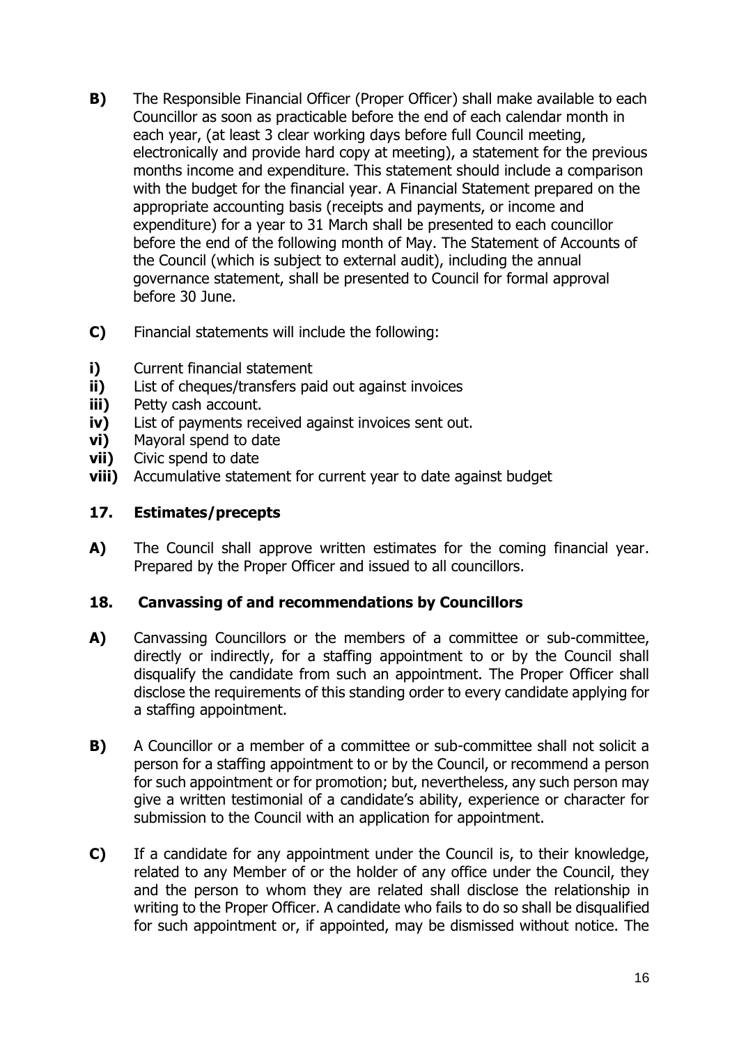**B)** The Responsible Financial Officer (Proper Officer) shall make available to each Councillor as soon as practicable before the end of each calendar month in each year, (at least 3 clear working days before full Council meeting, electronically and provide hard copy at meeting), a statement for the previous months income and expenditure. This statement should include a comparison with the budget for the financial year. A Financial Statement prepared on the appropriate accounting basis (receipts and payments, or income and expenditure) for a year to 31 March shall be presented to each councillor before the end of the following month of May. The Statement of Accounts of the Council (which is subject to external audit), including the annual governance statement, shall be presented to Council for formal approval before 30 June.

**C)** Financial statements will include the following:

**i)** Current financial statement
**ii)** List of cheques/transfers paid out against invoices
**iii)** Petty cash account.
**iv)** List of payments received against invoices sent out.
**vi)** Mayoral spend to date
**vii)** Civic spend to date
**viii)** Accumulative statement for current year to date against budget

## 17. Estimates/precepts

**A)** The Council shall approve written estimates for the coming financial year. Prepared by the Proper Officer and issued to all councillors.

## 18. Canvassing of and recommendations by Councillors

**A)** Canvassing Councillors or the members of a committee or sub-committee, directly or indirectly, for a staffing appointment to or by the Council shall disqualify the candidate from such an appointment. The Proper Officer shall disclose the requirements of this standing order to every candidate applying for a staffing appointment.

**B)** A Councillor or a member of a committee or sub-committee shall not solicit a person for a staffing appointment to or by the Council, or recommend a person for such appointment or for promotion; but, nevertheless, any such person may give a written testimonial of a candidate's ability, experience or character for submission to the Council with an application for appointment.

**C)** If a candidate for any appointment under the Council is, to their knowledge, related to any Member of or the holder of any office under the Council, they and the person to whom they are related shall disclose the relationship in writing to the Proper Officer. A candidate who fails to do so shall be disqualified for such appointment or, if appointed, may be dismissed without notice. The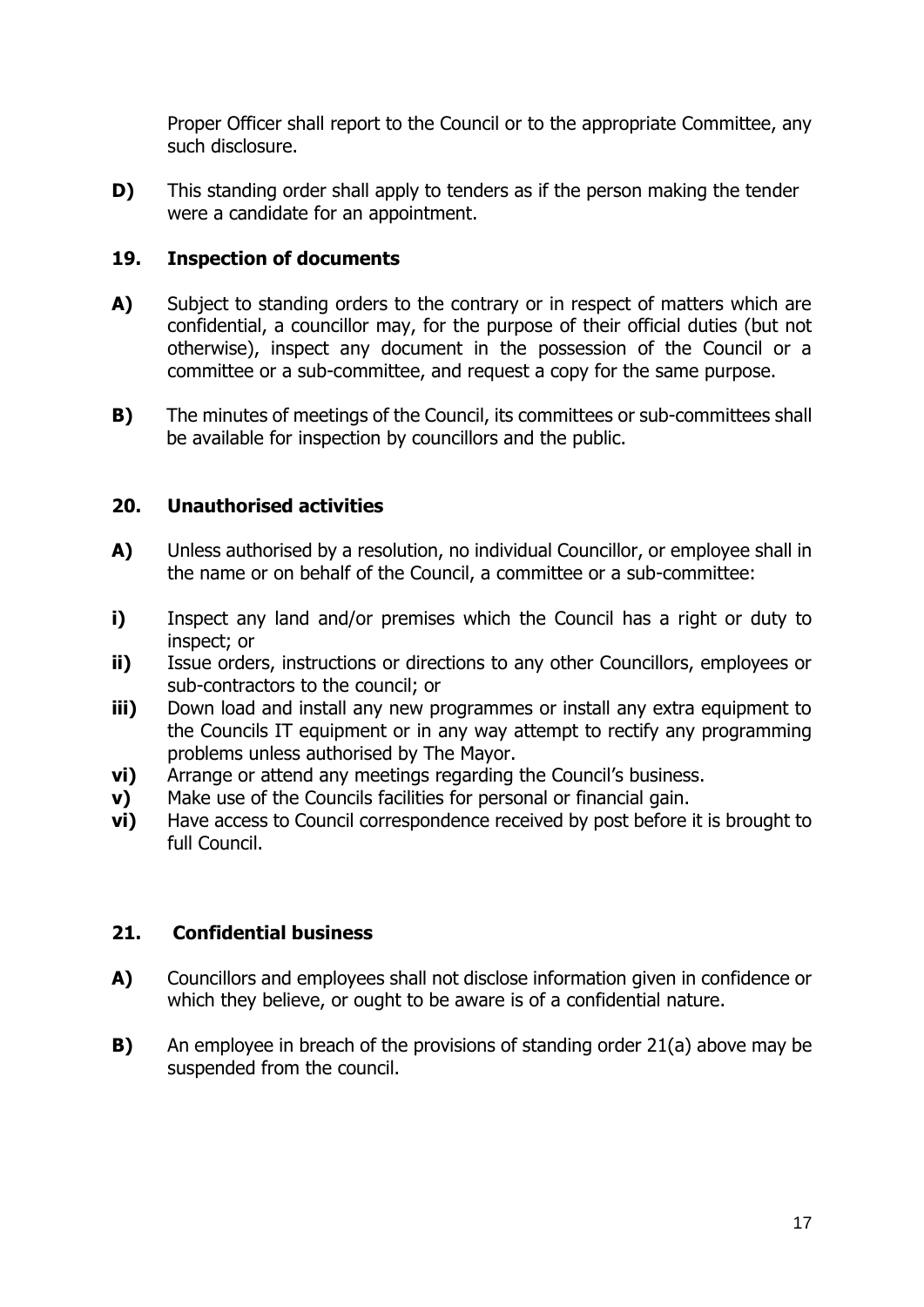Proper Officer shall report to the Council or to the appropriate Committee, any such disclosure.

**D)** This standing order shall apply to tenders as if the person making the tender were a candidate for an appointment.

## 19. Inspection of documents

**A)** Subject to standing orders to the contrary or in respect of matters which are confidential, a councillor may, for the purpose of their official duties (but not otherwise), inspect any document in the possession of the Council or a committee or a sub-committee, and request a copy for the same purpose.

**B)** The minutes of meetings of the Council, its committees or sub-committees shall be available for inspection by councillors and the public.

## 20. Unauthorised activities

**A)** Unless authorised by a resolution, no individual Councillor, or employee shall in the name or on behalf of the Council, a committee or a sub-committee:

**i)** Inspect any land and/or premises which the Council has a right or duty to inspect; or

**ii)** Issue orders, instructions or directions to any other Councillors, employees or sub-contractors to the council; or

**iii)** Down load and install any new programmes or install any extra equipment to the Councils IT equipment or in any way attempt to rectify any programming problems unless authorised by The Mayor.

**vi)** Arrange or attend any meetings regarding the Council's business.

**v)** Make use of the Councils facilities for personal or financial gain.

**vi)** Have access to Council correspondence received by post before it is brought to full Council.

## 21. Confidential business

**A)** Councillors and employees shall not disclose information given in confidence or which they believe, or ought to be aware is of a confidential nature.

**B)** An employee in breach of the provisions of standing order 21(a) above may be suspended from the council.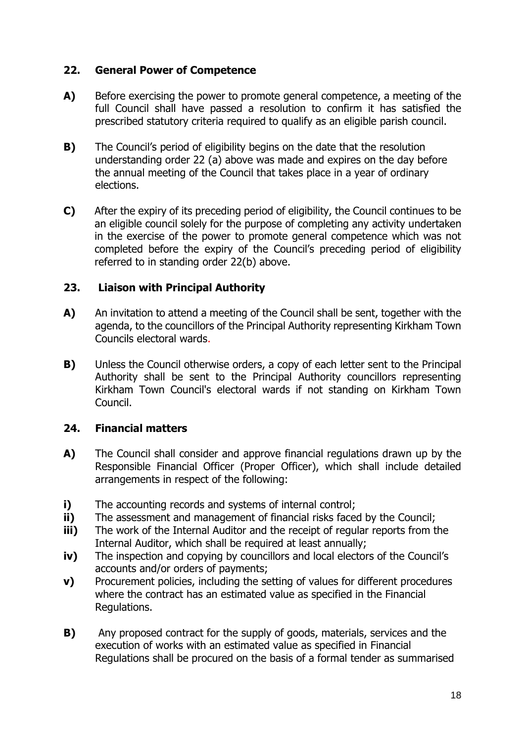## 22. General Power of Competence

**A)** Before exercising the power to promote general competence, a meeting of the full Council shall have passed a resolution to confirm it has satisfied the prescribed statutory criteria required to qualify as an eligible parish council.

**B)** The Council's period of eligibility begins on the date that the resolution understanding order 22 (a) above was made and expires on the day before the annual meeting of the Council that takes place in a year of ordinary elections.

**C)** After the expiry of its preceding period of eligibility, the Council continues to be an eligible council solely for the purpose of completing any activity undertaken in the exercise of the power to promote general competence which was not completed before the expiry of the Council's preceding period of eligibility referred to in standing order 22(b) above.

## 23. Liaison with Principal Authority

**A)** An invitation to attend a meeting of the Council shall be sent, together with the agenda, to the councillors of the Principal Authority representing Kirkham Town Councils electoral wards.

**B)** Unless the Council otherwise orders, a copy of each letter sent to the Principal Authority shall be sent to the Principal Authority councillors representing Kirkham Town Council's electoral wards if not standing on Kirkham Town Council.

## 24. Financial matters

**A)** The Council shall consider and approve financial regulations drawn up by the Responsible Financial Officer (Proper Officer), which shall include detailed arrangements in respect of the following:

**i)** The accounting records and systems of internal control;
**ii)** The assessment and management of financial risks faced by the Council;
**iii)** The work of the Internal Auditor and the receipt of regular reports from the Internal Auditor, which shall be required at least annually;
**iv)** The inspection and copying by councillors and local electors of the Council's accounts and/or orders of payments;
**v)** Procurement policies, including the setting of values for different procedures where the contract has an estimated value as specified in the Financial Regulations.

**B)** Any proposed contract for the supply of goods, materials, services and the execution of works with an estimated value as specified in Financial Regulations shall be procured on the basis of a formal tender as summarised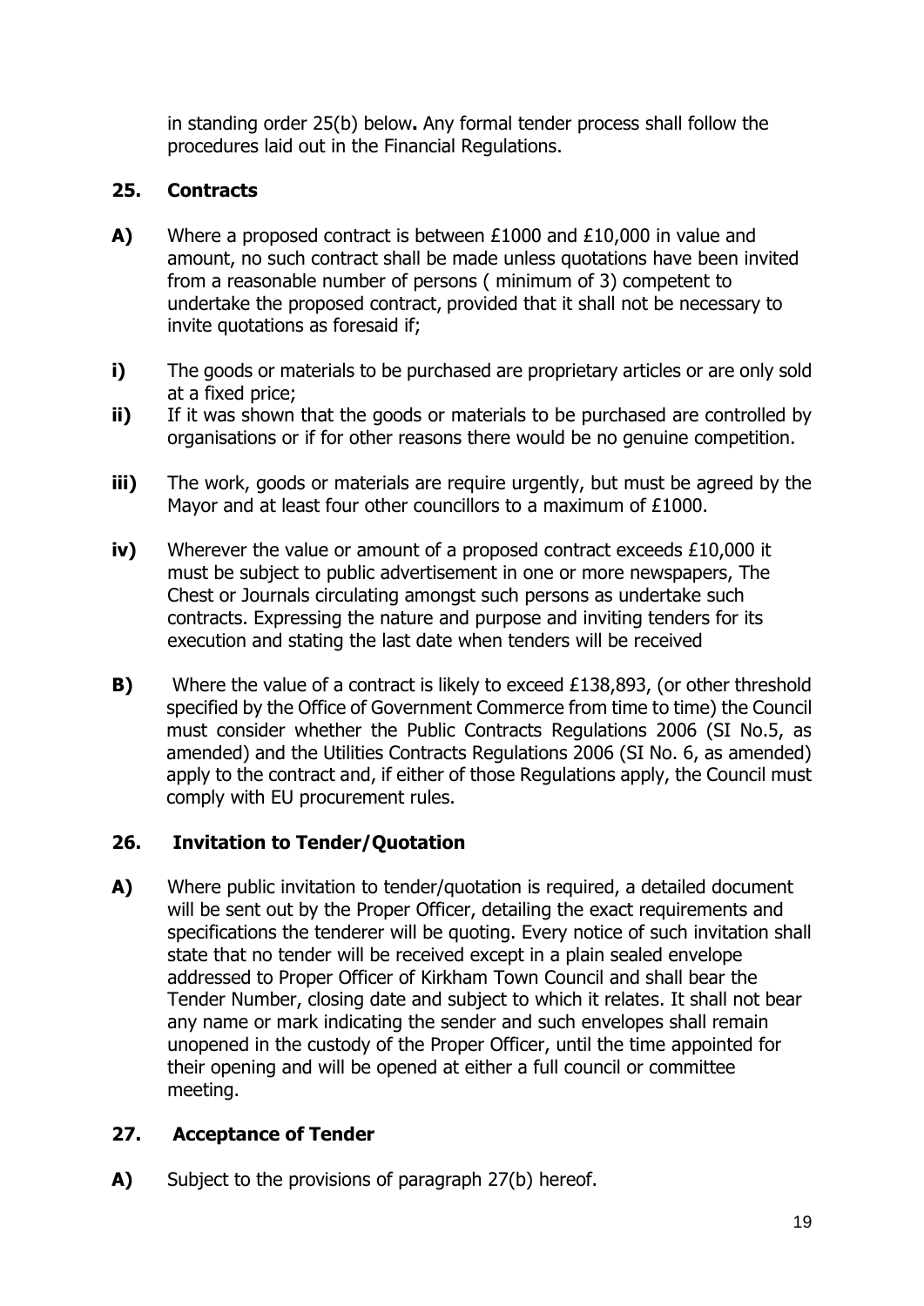in standing order 25(b) below**.** Any formal tender process shall follow the procedures laid out in the Financial Regulations.

## 25. Contracts

**A)** Where a proposed contract is between £1000 and £10,000 in value and amount, no such contract shall be made unless quotations have been invited from a reasonable number of persons ( minimum of 3) competent to undertake the proposed contract, provided that it shall not be necessary to invite quotations as foresaid if;

**i)** The goods or materials to be purchased are proprietary articles or are only sold at a fixed price;

**ii)** If it was shown that the goods or materials to be purchased are controlled by organisations or if for other reasons there would be no genuine competition.

**iii)** The work, goods or materials are require urgently, but must be agreed by the Mayor and at least four other councillors to a maximum of £1000.

**iv)** Wherever the value or amount of a proposed contract exceeds £10,000 it must be subject to public advertisement in one or more newspapers, The Chest or Journals circulating amongst such persons as undertake such contracts. Expressing the nature and purpose and inviting tenders for its execution and stating the last date when tenders will be received

**B)** Where the value of a contract is likely to exceed £138,893, (or other threshold specified by the Office of Government Commerce from time to time) the Council must consider whether the Public Contracts Regulations 2006 (SI No.5, as amended) and the Utilities Contracts Regulations 2006 (SI No. 6, as amended) apply to the contract and, if either of those Regulations apply, the Council must comply with EU procurement rules.

## 26. Invitation to Tender/Quotation

**A)** Where public invitation to tender/quotation is required, a detailed document will be sent out by the Proper Officer, detailing the exact requirements and specifications the tenderer will be quoting. Every notice of such invitation shall state that no tender will be received except in a plain sealed envelope addressed to Proper Officer of Kirkham Town Council and shall bear the Tender Number, closing date and subject to which it relates. It shall not bear any name or mark indicating the sender and such envelopes shall remain unopened in the custody of the Proper Officer, until the time appointed for their opening and will be opened at either a full council or committee meeting.

## 27. Acceptance of Tender

**A)** Subject to the provisions of paragraph 27(b) hereof.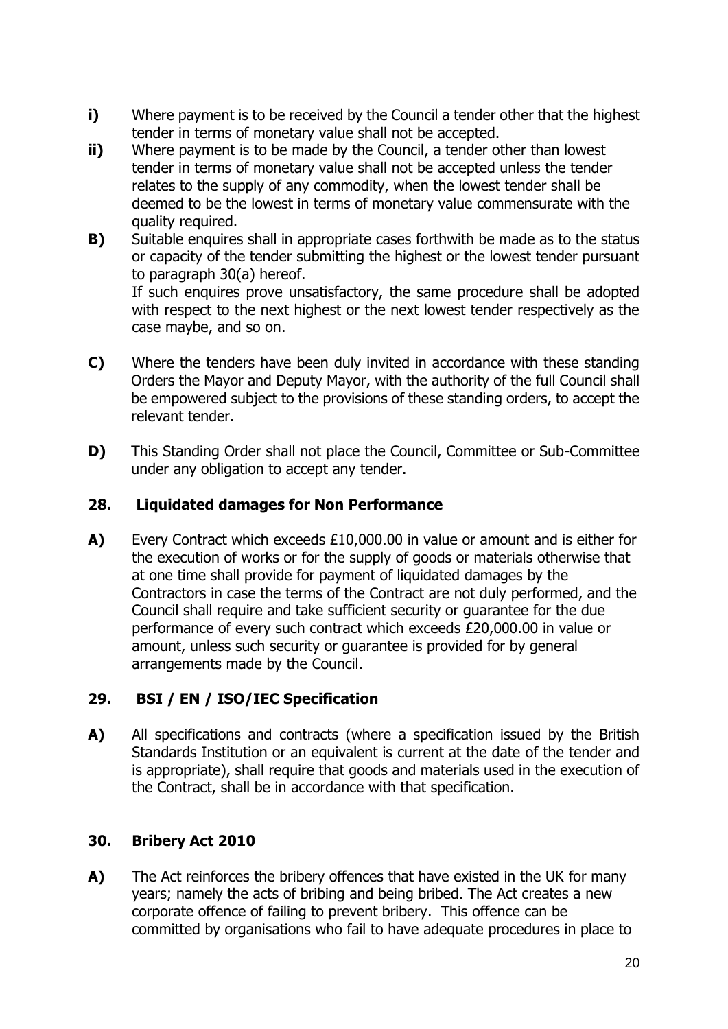**i)** Where payment is to be received by the Council a tender other that the highest tender in terms of monetary value shall not be accepted.

**ii)** Where payment is to be made by the Council, a tender other than lowest tender in terms of monetary value shall not be accepted unless the tender relates to the supply of any commodity, when the lowest tender shall be deemed to be the lowest in terms of monetary value commensurate with the quality required.

**B)** Suitable enquires shall in appropriate cases forthwith be made as to the status or capacity of the tender submitting the highest or the lowest tender pursuant to paragraph 30(a) hereof.
If such enquires prove unsatisfactory, the same procedure shall be adopted with respect to the next highest or the next lowest tender respectively as the case maybe, and so on.

**C)** Where the tenders have been duly invited in accordance with these standing Orders the Mayor and Deputy Mayor, with the authority of the full Council shall be empowered subject to the provisions of these standing orders, to accept the relevant tender.

**D)** This Standing Order shall not place the Council, Committee or Sub-Committee under any obligation to accept any tender.

## 28. Liquidated damages for Non Performance

**A)** Every Contract which exceeds £10,000.00 in value or amount and is either for the execution of works or for the supply of goods or materials otherwise that at one time shall provide for payment of liquidated damages by the Contractors in case the terms of the Contract are not duly performed, and the Council shall require and take sufficient security or guarantee for the due performance of every such contract which exceeds £20,000.00 in value or amount, unless such security or guarantee is provided for by general arrangements made by the Council.

## 29. BSI / EN / ISO/IEC Specification

**A)** All specifications and contracts (where a specification issued by the British Standards Institution or an equivalent is current at the date of the tender and is appropriate), shall require that goods and materials used in the execution of the Contract, shall be in accordance with that specification.

## 30. Bribery Act 2010

**A)** The Act reinforces the bribery offences that have existed in the UK for many years; namely the acts of bribing and being bribed. The Act creates a new corporate offence of failing to prevent bribery. This offence can be committed by organisations who fail to have adequate procedures in place to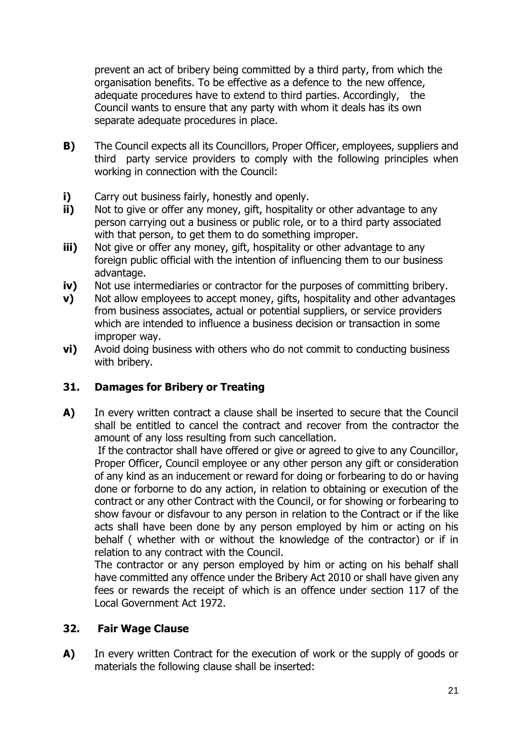prevent an act of bribery being committed by a third party, from which the organisation benefits. To be effective as a defence to the new offence, adequate procedures have to extend to third parties. Accordingly, the Council wants to ensure that any party with whom it deals has its own separate adequate procedures in place.

**B)** The Council expects all its Councillors, Proper Officer, employees, suppliers and third party service providers to comply with the following principles when working in connection with the Council:

**i)** Carry out business fairly, honestly and openly.

**ii)** Not to give or offer any money, gift, hospitality or other advantage to any person carrying out a business or public role, or to a third party associated with that person, to get them to do something improper.

**iii)** Not give or offer any money, gift, hospitality or other advantage to any foreign public official with the intention of influencing them to our business advantage.

**iv)** Not use intermediaries or contractor for the purposes of committing bribery.

**v)** Not allow employees to accept money, gifts, hospitality and other advantages from business associates, actual or potential suppliers, or service providers which are intended to influence a business decision or transaction in some improper way.

**vi)** Avoid doing business with others who do not commit to conducting business with bribery.

## 31. Damages for Bribery or Treating

**A)** In every written contract a clause shall be inserted to secure that the Council shall be entitled to cancel the contract and recover from the contractor the amount of any loss resulting from such cancellation.

If the contractor shall have offered or give or agreed to give to any Councillor, Proper Officer, Council employee or any other person any gift or consideration of any kind as an inducement or reward for doing or forbearing to do or having done or forborne to do any action, in relation to obtaining or execution of the contract or any other Contract with the Council, or for showing or forbearing to show favour or disfavour to any person in relation to the Contract or if the like acts shall have been done by any person employed by him or acting on his behalf ( whether with or without the knowledge of the contractor) or if in relation to any contract with the Council.

The contractor or any person employed by him or acting on his behalf shall have committed any offence under the Bribery Act 2010 or shall have given any fees or rewards the receipt of which is an offence under section 117 of the Local Government Act 1972.

## 32. Fair Wage Clause

**A)** In every written Contract for the execution of work or the supply of goods or materials the following clause shall be inserted: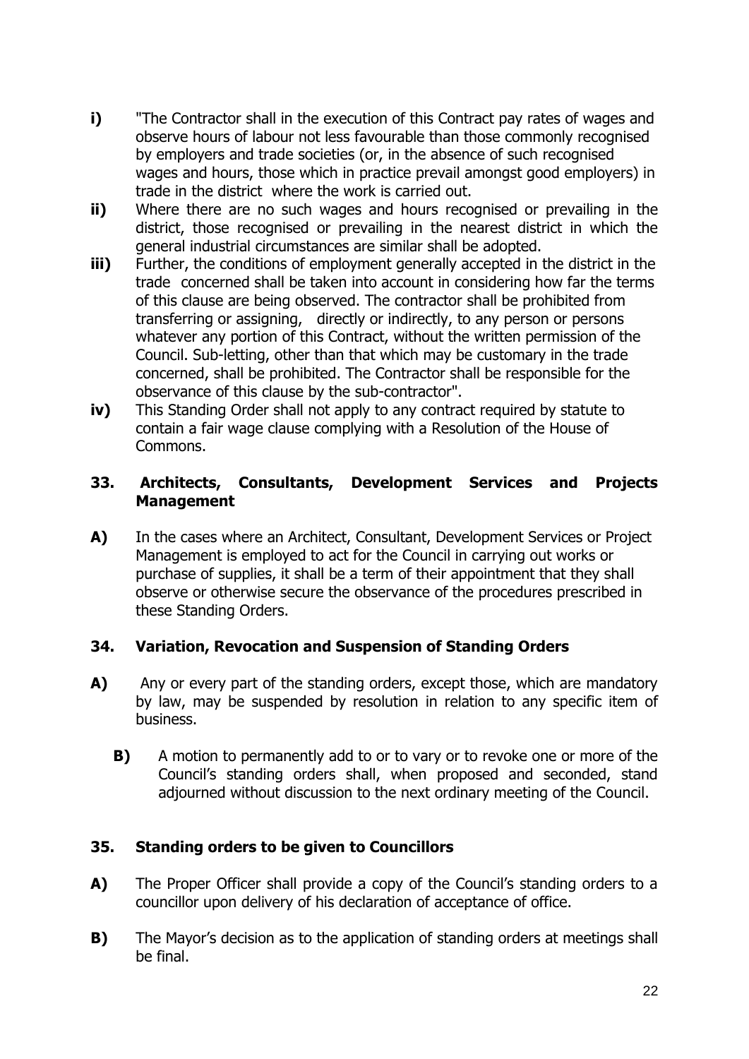**i)** "The Contractor shall in the execution of this Contract pay rates of wages and observe hours of labour not less favourable than those commonly recognised by employers and trade societies (or, in the absence of such recognised wages and hours, those which in practice prevail amongst good employers) in trade in the district where the work is carried out.

**ii)** Where there are no such wages and hours recognised or prevailing in the district, those recognised or prevailing in the nearest district in which the general industrial circumstances are similar shall be adopted.

**iii)** Further, the conditions of employment generally accepted in the district in the trade concerned shall be taken into account in considering how far the terms of this clause are being observed. The contractor shall be prohibited from transferring or assigning, directly or indirectly, to any person or persons whatever any portion of this Contract, without the written permission of the Council. Sub-letting, other than that which may be customary in the trade concerned, shall be prohibited. The Contractor shall be responsible for the observance of this clause by the sub-contractor".

**iv)** This Standing Order shall not apply to any contract required by statute to contain a fair wage clause complying with a Resolution of the House of Commons.

## 33. Architects, Consultants, Development Services and Projects Management

**A)** In the cases where an Architect, Consultant, Development Services or Project Management is employed to act for the Council in carrying out works or purchase of supplies, it shall be a term of their appointment that they shall observe or otherwise secure the observance of the procedures prescribed in these Standing Orders.

## 34. Variation, Revocation and Suspension of Standing Orders

**A)** Any or every part of the standing orders, except those, which are mandatory by law, may be suspended by resolution in relation to any specific item of business.

**B)** A motion to permanently add to or to vary or to revoke one or more of the Council's standing orders shall, when proposed and seconded, stand adjourned without discussion to the next ordinary meeting of the Council.

## 35. Standing orders to be given to Councillors

**A)** The Proper Officer shall provide a copy of the Council's standing orders to a councillor upon delivery of his declaration of acceptance of office.

**B)** The Mayor's decision as to the application of standing orders at meetings shall be final.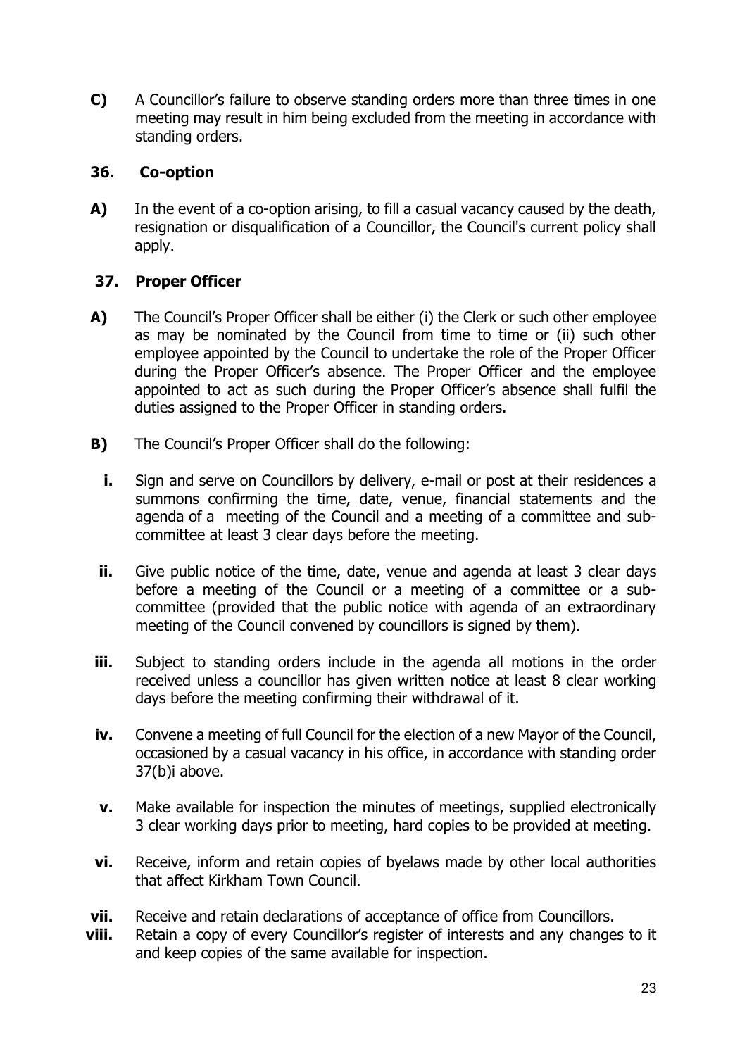**C)** A Councillor's failure to observe standing orders more than three times in one meeting may result in him being excluded from the meeting in accordance with standing orders.

### 36. Co-option

**A)** In the event of a co-option arising, to fill a casual vacancy caused by the death, resignation or disqualification of a Councillor, the Council's current policy shall apply.

### 37. Proper Officer

**A)** The Council's Proper Officer shall be either (i) the Clerk or such other employee as may be nominated by the Council from time to time or (ii) such other employee appointed by the Council to undertake the role of the Proper Officer during the Proper Officer's absence. The Proper Officer and the employee appointed to act as such during the Proper Officer's absence shall fulfil the duties assigned to the Proper Officer in standing orders.

**B)** The Council's Proper Officer shall do the following:

**i.** Sign and serve on Councillors by delivery, e-mail or post at their residences a summons confirming the time, date, venue, financial statements and the agenda of a meeting of the Council and a meeting of a committee and sub-committee at least 3 clear days before the meeting.

**ii.** Give public notice of the time, date, venue and agenda at least 3 clear days before a meeting of the Council or a meeting of a committee or a sub-committee (provided that the public notice with agenda of an extraordinary meeting of the Council convened by councillors is signed by them).

**iii.** Subject to standing orders include in the agenda all motions in the order received unless a councillor has given written notice at least 8 clear working days before the meeting confirming their withdrawal of it.

**iv.** Convene a meeting of full Council for the election of a new Mayor of the Council, occasioned by a casual vacancy in his office, in accordance with standing order 37(b)i above.

**v.** Make available for inspection the minutes of meetings, supplied electronically 3 clear working days prior to meeting, hard copies to be provided at meeting.

**vi.** Receive, inform and retain copies of byelaws made by other local authorities that affect Kirkham Town Council.

**vii.** Receive and retain declarations of acceptance of office from Councillors.

**viii.** Retain a copy of every Councillor's register of interests and any changes to it and keep copies of the same available for inspection.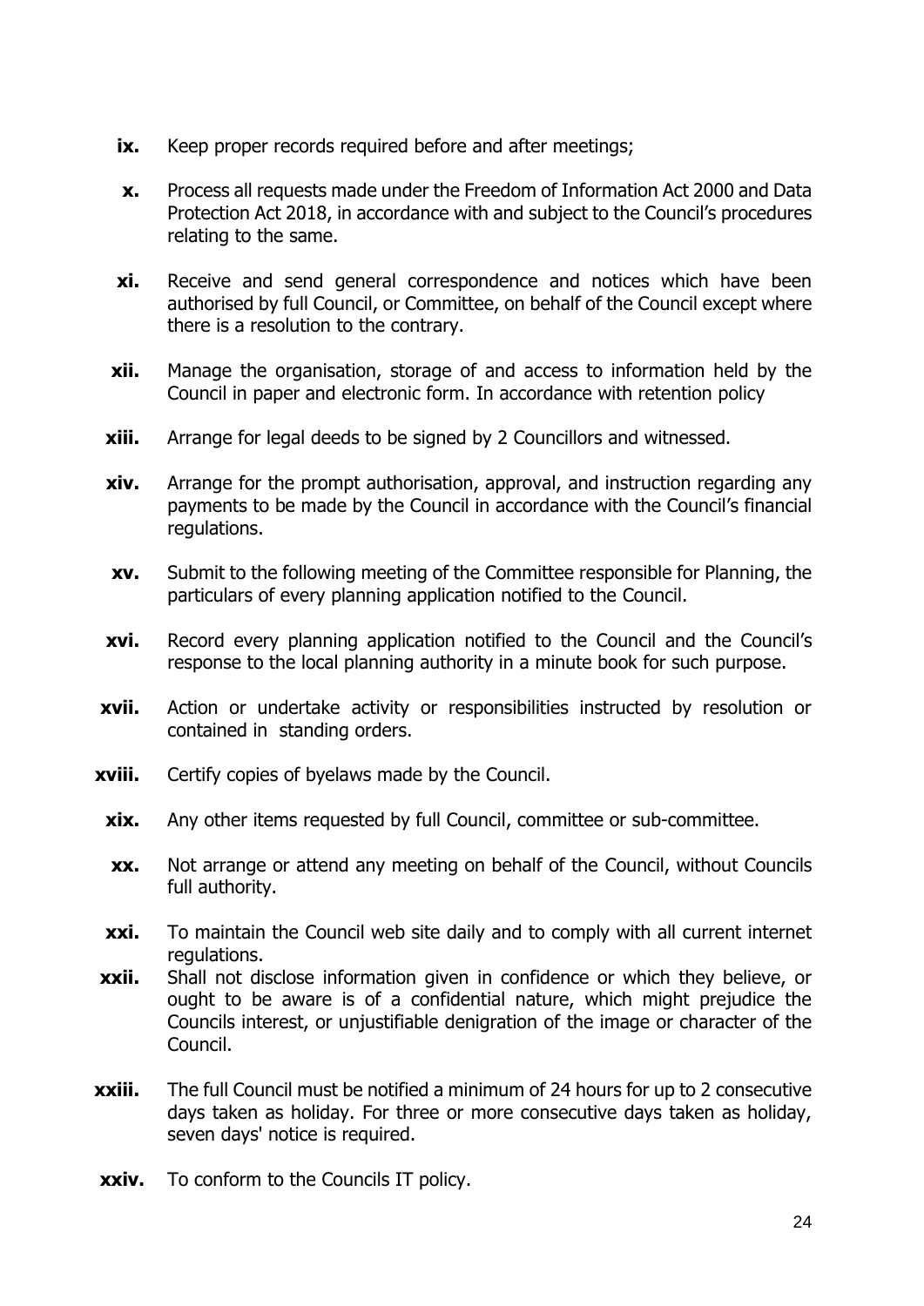- **ix.** Keep proper records required before and after meetings;
- **x.** Process all requests made under the Freedom of Information Act 2000 and Data Protection Act 2018, in accordance with and subject to the Council's procedures relating to the same.
- **xi.** Receive and send general correspondence and notices which have been authorised by full Council, or Committee, on behalf of the Council except where there is a resolution to the contrary.
- **xii.** Manage the organisation, storage of and access to information held by the Council in paper and electronic form. In accordance with retention policy
- **xiii.** Arrange for legal deeds to be signed by 2 Councillors and witnessed.
- **xiv.** Arrange for the prompt authorisation, approval, and instruction regarding any payments to be made by the Council in accordance with the Council's financial regulations.
- **xv.** Submit to the following meeting of the Committee responsible for Planning, the particulars of every planning application notified to the Council.
- **xvi.** Record every planning application notified to the Council and the Council's response to the local planning authority in a minute book for such purpose.
- **xvii.** Action or undertake activity or responsibilities instructed by resolution or contained in standing orders.
- **xviii.** Certify copies of byelaws made by the Council.
- **xix.** Any other items requested by full Council, committee or sub-committee.
- **xx.** Not arrange or attend any meeting on behalf of the Council, without Councils full authority.
- **xxi.** To maintain the Council web site daily and to comply with all current internet regulations.
- **xxii.** Shall not disclose information given in confidence or which they believe, or ought to be aware is of a confidential nature, which might prejudice the Councils interest, or unjustifiable denigration of the image or character of the Council.
- **xxiii.** The full Council must be notified a minimum of 24 hours for up to 2 consecutive days taken as holiday. For three or more consecutive days taken as holiday, seven days' notice is required.
- **xxiv.** To conform to the Councils IT policy.